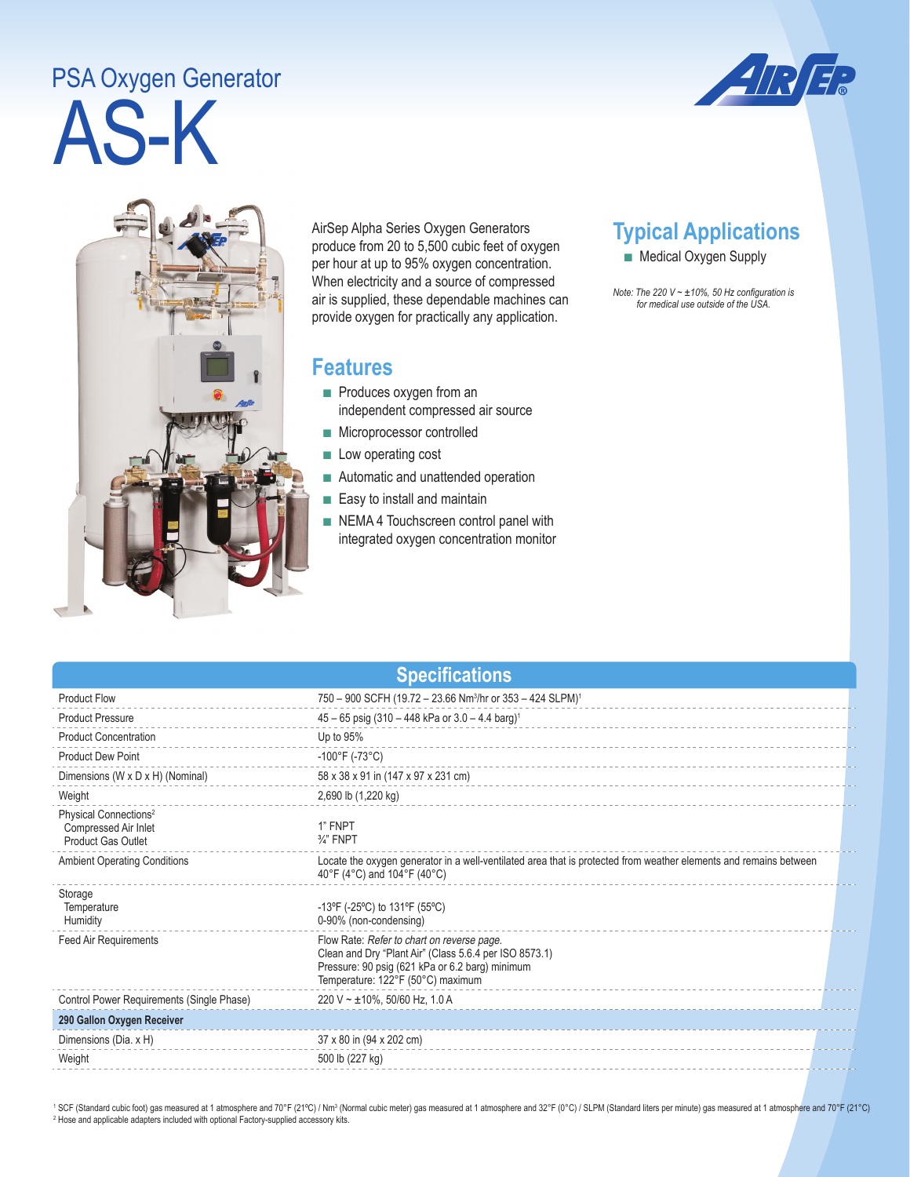# PSA Oxygen Generator

# AS-K

AirSep Alpha Series Oxygen Generators produce from 20 to 5,500 cubic feet of oxygen per hour at up to 95% oxygen concentration. When electricity and a source of compressed air is supplied, these dependable machines can provide oxygen for practically any application.

## Features

- Produces oxygen from an independent compressed air source
- Microprocessor controlled
- Low operating cost
- Automatic and unattended operation
- Easy to install and maintain
- NEMA 4 Touchscreen control panel with integrated oxygen concentration monitor

## Typical Applications

- Medical Oxygen Supply

*Note: The 220 V ~ ±10%, 50 Hz configuration is for medical use outside of the USA.*

## Specifications

| | |
|---|---|
| Product Flow | 750 – 900 SCFH (19.72 – 23.66 Nm³/hr or 353 – 424 SLPM)[1] |
| Product Pressure | 45 – 65 psig (310 – 448 kPa or 3.0 – 4.4 barg)[1] |
| Product Concentration | Up to 95% |
| Product Dew Point | -100°F (-73°C) |
| Dimensions (W x D x H) (Nominal) | 58 x 38 x 91 in (147 x 97 x 231 cm) |
| Weight | 2,690 lb (1,220 kg) |
| Physical Connections[2] | |
| Compressed Air Inlet | 1" FNPT |
| Product Gas Outlet | ¾" FNPT |
| Ambient Operating Conditions | Locate the oxygen generator in a well-ventilated area that is protected from weather elements and remains between 40°F (4°C) and 104°F (40°C) |
| Storage | |
| Temperature | -13ºF (-25ºC) to 131ºF (55ºC) |
| Humidity | 0-90% (non-condensing) |
| Feed Air Requirements | Flow Rate: *Refer to chart on reverse page.*<br>Clean and Dry "Plant Air" (Class 5.6.4 per ISO 8573.1)<br>Pressure: 90 psig (621 kPa or 6.2 barg) minimum<br>Temperature: 122°F (50°C) maximum |
| Control Power Requirements (Single Phase) | 220 V ~ ±10%, 50/60 Hz, 1.0 A |
| **290 Gallon Oxygen Receiver** | |
| Dimensions (Dia. x H) | 37 x 80 in (94 x 202 cm) |
| Weight | 500 lb (227 kg) |

[1] SCF (Standard cubic foot) gas measured at 1 atmosphere and 70°F (21ºC) / Nm³ (Normal cubic meter) gas measured at 1 atmosphere and 32°F (0°C) / SLPM (Standard liters per minute) gas measured at 1 atmosphere and 70°F (21°C)

[2] Hose and applicable adapters included with optional Factory-supplied accessory kits.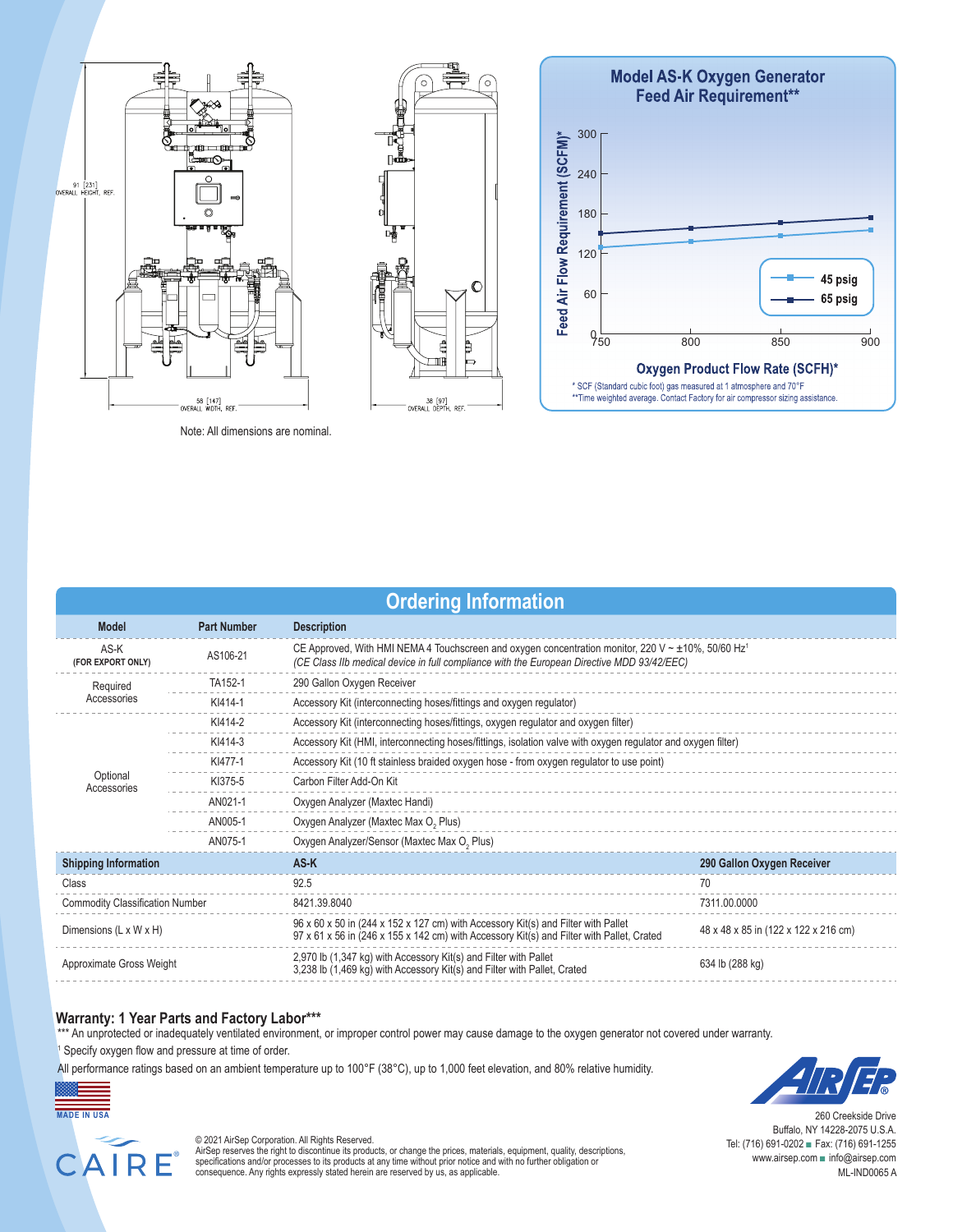91 [231] OVERALL HEIGHT, REF.

58 [147] OVERALL WIDTH, REF.

38 [97] OVERALL DEPTH, REF.

Note: All dimensions are nominal.

**Model AS-K Oxygen Generator**
**Feed Air Requirement****

Feed Air Flow Requirement (SCFM)*

300
240
180
120
60
0

750
800
850
900

Oxygen Product Flow Rate (SCFH)*

45 psig
65 psig

* SCF (Standard cubic foot) gas measured at 1 atmosphere and 70°F
**Time weighted average. Contact Factory for air compressor sizing assistance.

## Ordering Information

| Model | Part Number | Description | |
|---|---|---|---|
| AS-K (FOR EXPORT ONLY) | AS106-21 | CE Approved, With HMI NEMA 4 Touchscreen and oxygen concentration monitor, 220 V ~ ±10%, 50/60 Hz[1] *(CE Class IIb medical device in full compliance with the European Directive MDD 93/42/EEC)* | |
| Required Accessories | TA152-1 | 290 Gallon Oxygen Receiver | |
| | KI414-1 | Accessory Kit (interconnecting hoses/fittings and oxygen regulator) | |
| Optional Accessories | KI414-2 | Accessory Kit (interconnecting hoses/fittings, oxygen regulator and oxygen filter) | |
| | KI414-3 | Accessory Kit (HMI, interconnecting hoses/fittings, isolation valve with oxygen regulator and oxygen filter) | |
| | KI477-1 | Accessory Kit (10 ft stainless braided oxygen hose - from oxygen regulator to use point) | |
| | KI375-5 | Carbon Filter Add-On Kit | |
| | AN021-1 | Oxygen Analyzer (Maxtec Handi) | |
| | AN005-1 | Oxygen Analyzer (Maxtec Max $O_2$ Plus) | |
| | AN075-1 | Oxygen Analyzer/Sensor (Maxtec Max $O_2$ Plus) | |
| **Shipping Information** | | **AS-K** | **290 Gallon Oxygen Receiver** |
| Class | | 92.5 | 70 |
| Commodity Classification Number | | 8421.39.8040 | 7311.00.0000 |
| Dimensions (L x W x H) | | 96 x 60 x 50 in (244 x 152 x 127 cm) with Accessory Kit(s) and Filter with Pallet<br>97 x 61 x 56 in (246 x 155 x 142 cm) with Accessory Kit(s) and Filter with Pallet, Crated | 48 x 48 x 85 in (122 x 122 x 216 cm) |
| Approximate Gross Weight | | 2,970 lb (1,347 kg) with Accessory Kit(s) and Filter with Pallet<br>3,238 lb (1,469 kg) with Accessory Kit(s) and Filter with Pallet, Crated | 634 lb (288 kg) |

### Warranty: 1 Year Parts and Factory Labor***

*** An unprotected or inadequately ventilated environment, or improper control power may cause damage to the oxygen generator not covered under warranty.

[1] Specify oxygen flow and pressure at time of order.

All performance ratings based on an ambient temperature up to 100°F (38°C), up to 1,000 feet elevation, and 80% relative humidity.

MADE IN USA

CAIRE

© 2021 AirSep Corporation. All Rights Reserved.
AirSep reserves the right to discontinue its products, or change the prices, materials, equipment, quality, descriptions, specifications and/or processes to its products at any time without prior notice and with no further obligation or consequence. Any rights expressly stated herein are reserved by us, as applicable.

AIRSEP

260 Creekside Drive
Buffalo, NY 14228-2075 U.S.A.
Tel: (716) 691-0202 ■ Fax: (716) 691-1255
www.airsep.com ■ info@airsep.com
ML-IND0065 A